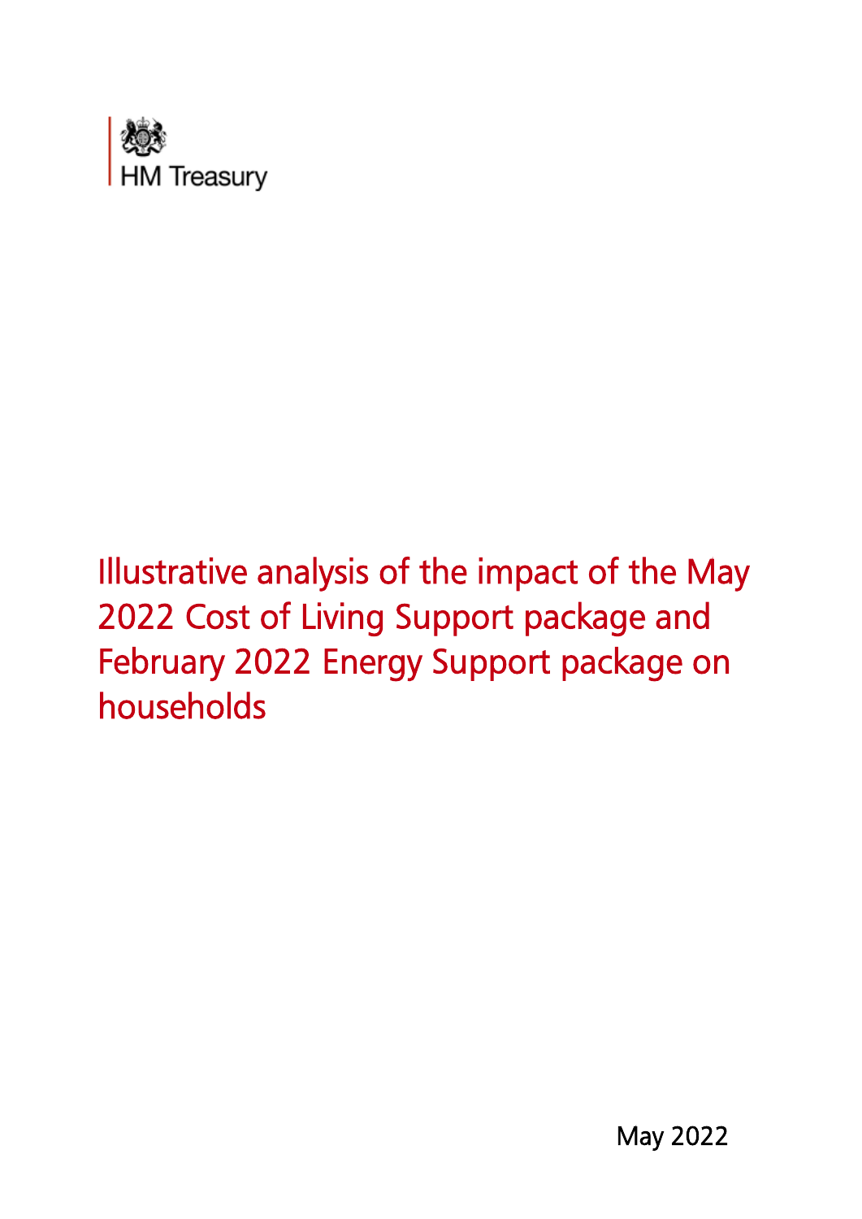HM Treasury

# Illustrative analysis of the impact of the May 2022 Cost of Living Support package and February 2022 Energy Support package on households

May 2022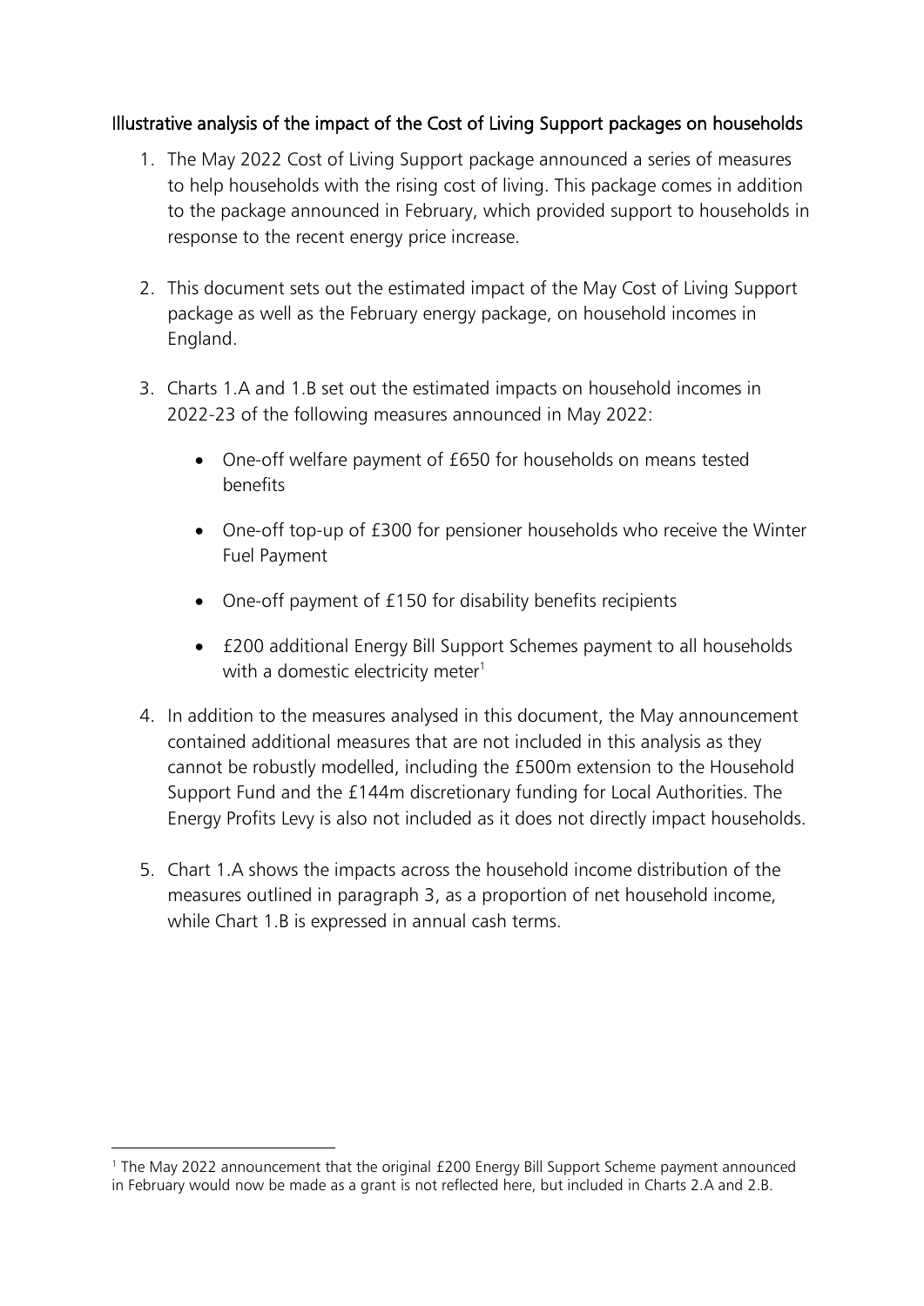## Illustrative analysis of the impact of the Cost of Living Support packages on households

1. The May 2022 Cost of Living Support package announced a series of measures to help households with the rising cost of living. This package comes in addition to the package announced in February, which provided support to households in response to the recent energy price increase.

2. This document sets out the estimated impact of the May Cost of Living Support package as well as the February energy package, on household incomes in England.

3. Charts 1.A and 1.B set out the estimated impacts on household incomes in 2022-23 of the following measures announced in May 2022:

   - One-off welfare payment of £650 for households on means tested benefits
   - One-off top-up of £300 for pensioner households who receive the Winter Fuel Payment
   - One-off payment of £150 for disability benefits recipients
   - £200 additional Energy Bill Support Schemes payment to all households with a domestic electricity meter[1]

4. In addition to the measures analysed in this document, the May announcement contained additional measures that are not included in this analysis as they cannot be robustly modelled, including the £500m extension to the Household Support Fund and the £144m discretionary funding for Local Authorities. The Energy Profits Levy is also not included as it does not directly impact households.

5. Chart 1.A shows the impacts across the household income distribution of the measures outlined in paragraph 3, as a proportion of net household income, while Chart 1.B is expressed in annual cash terms.

---

[1] The May 2022 announcement that the original £200 Energy Bill Support Scheme payment announced in February would now be made as a grant is not reflected here, but included in Charts 2.A and 2.B.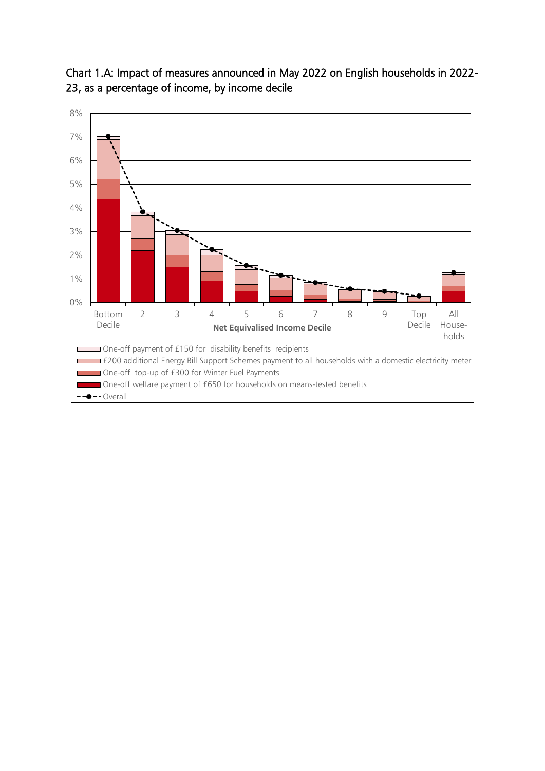Chart 1.A: Impact of measures announced in May 2022 on English households in 2022-23, as a percentage of income, by income decile

8%
7%
6%
5%
4%
3%
2%
1%
0%

Bottom Decile | 2 | 3 | 4 | 5 | 6 | 7 | 8 | 9 | Top Decile | All House-holds

**Net Equivalised Income Decile**

- One-off payment of £150 for disability benefits recipients
- £200 additional Energy Bill Support Schemes payment to all households with a domestic electricity meter
- One-off top-up of £300 for Winter Fuel Payments
- One-off welfare payment of £650 for households on means-tested benefits
- Overall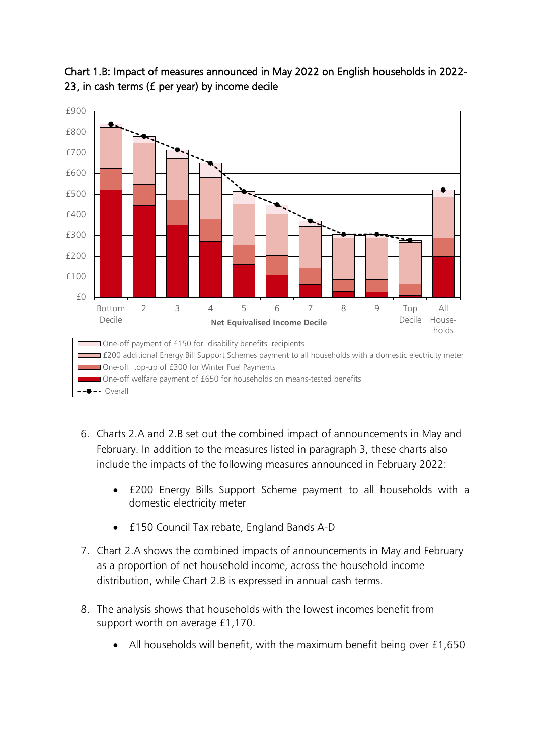Chart 1.B: Impact of measures announced in May 2022 on English households in 2022-23, in cash terms (£ per year) by income decile

6. Charts 2.A and 2.B set out the combined impact of announcements in May and February. In addition to the measures listed in paragraph 3, these charts also include the impacts of the following measures announced in February 2022:

   - £200 Energy Bills Support Scheme payment to all households with a domestic electricity meter
   - £150 Council Tax rebate, England Bands A-D

7. Chart 2.A shows the combined impacts of announcements in May and February as a proportion of net household income, across the household income distribution, while Chart 2.B is expressed in annual cash terms.

8. The analysis shows that households with the lowest incomes benefit from support worth on average £1,170.

   - All households will benefit, with the maximum benefit being over £1,650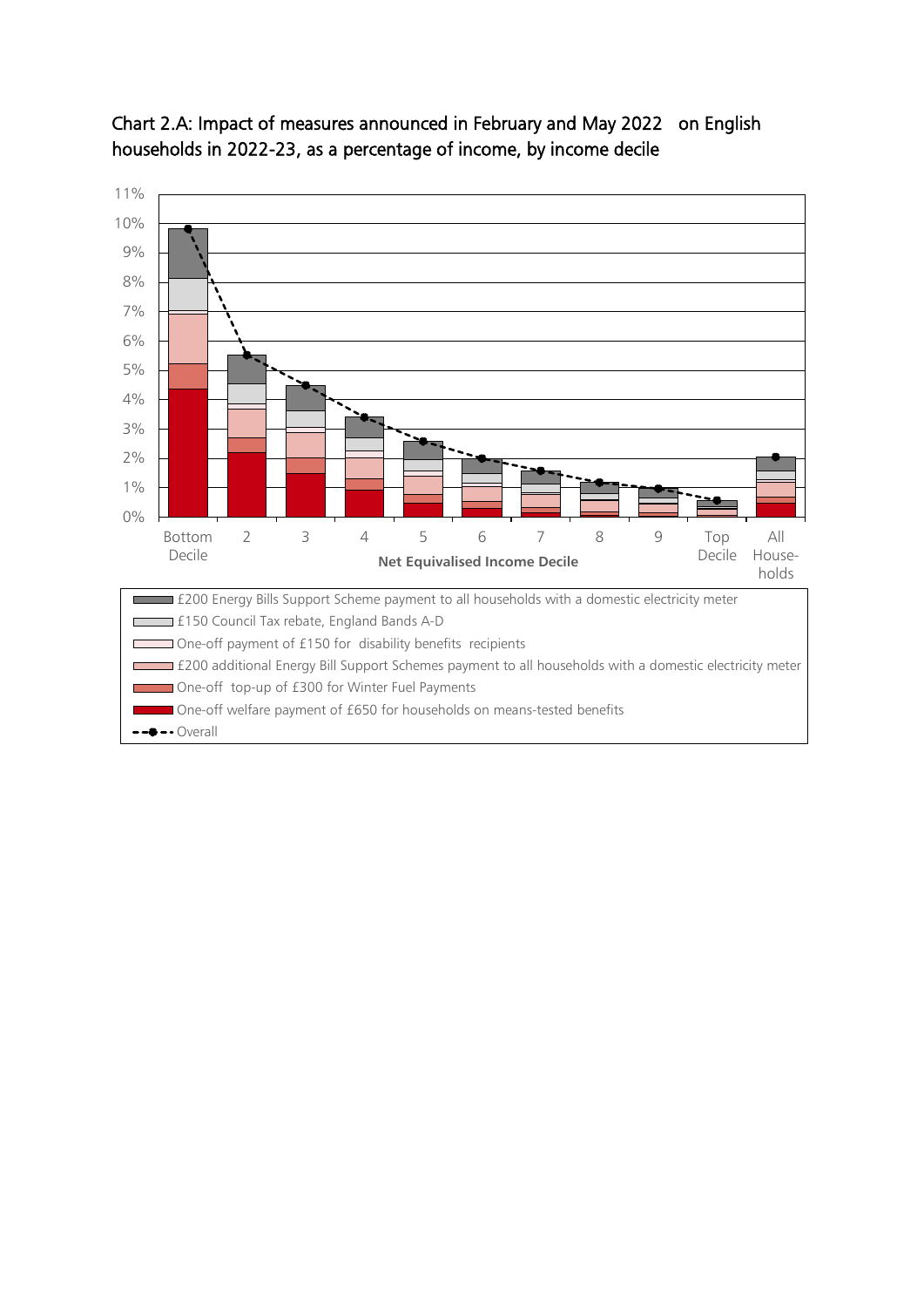Chart 2.A: Impact of measures announced in February and May 2022 on English households in 2022-23, as a percentage of income, by income decile

11%
10%
9%
8%
7%
6%
5%
4%
3%
2%
1%
0%

Bottom Decile | 2 | 3 | 4 | 5 | 6 | 7 | 8 | 9 | Top Decile | All House-holds

**Net Equivalised Income Decile**

- £200 Energy Bills Support Scheme payment to all households with a domestic electricity meter
- £150 Council Tax rebate, England Bands A-D
- One-off payment of £150 for disability benefits recipients
- £200 additional Energy Bill Support Schemes payment to all households with a domestic electricity meter
- One-off top-up of £300 for Winter Fuel Payments
- One-off welfare payment of £650 for households on means-tested benefits
- Overall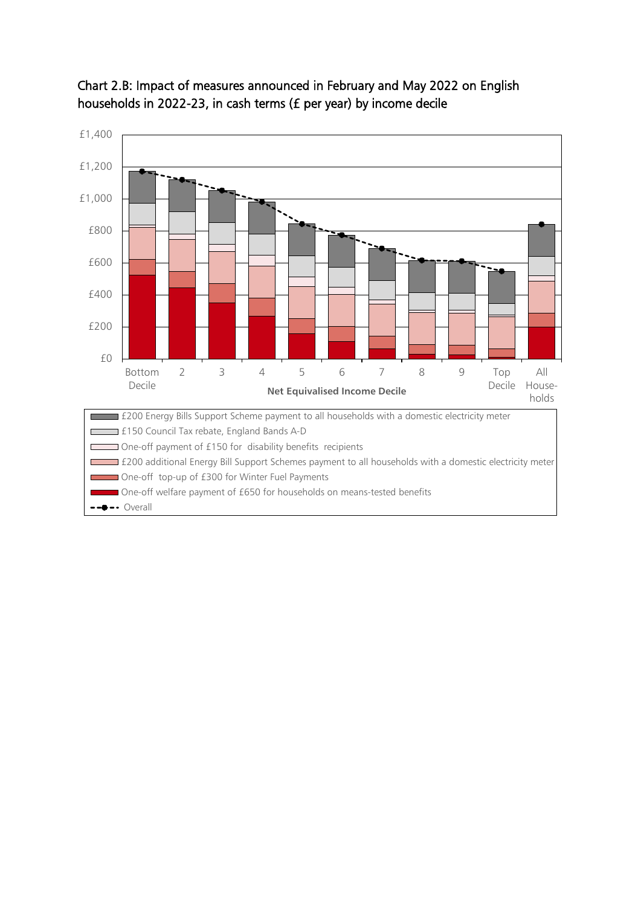Chart 2.B: Impact of measures announced in February and May 2022 on English households in 2022-23, in cash terms (£ per year) by income decile

£1,400
£1,200
£1,000
£800
£600
£400
£200
£0

Bottom Decile | 2 | 3 | 4 | 5 | 6 | 7 | 8 | 9 | Top Decile | All Households

**Net Equivalised Income Decile**

- £200 Energy Bills Support Scheme payment to all households with a domestic electricity meter
- £150 Council Tax rebate, England Bands A-D
- One-off payment of £150 for disability benefits recipients
- £200 additional Energy Bill Support Schemes payment to all households with a domestic electricity meter
- One-off top-up of £300 for Winter Fuel Payments
- One-off welfare payment of £650 for households on means-tested benefits
- Overall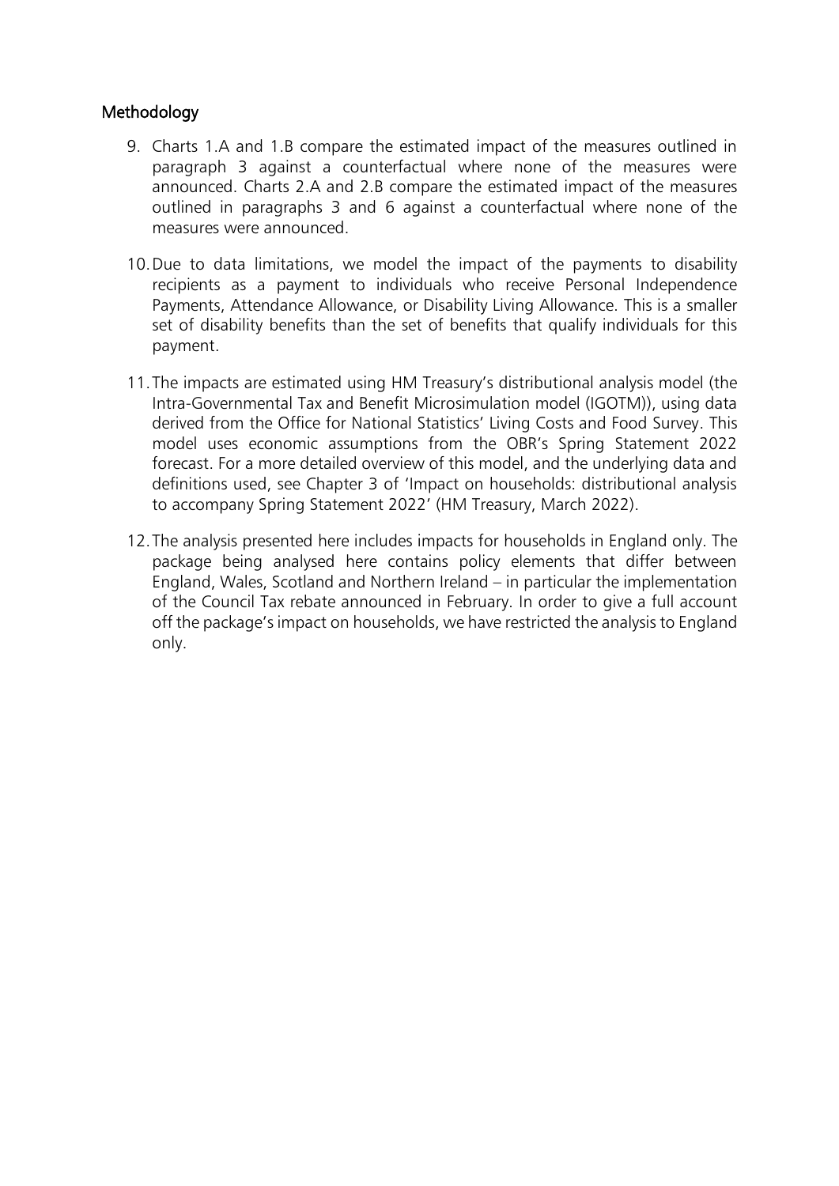## Methodology

9. Charts 1.A and 1.B compare the estimated impact of the measures outlined in paragraph 3 against a counterfactual where none of the measures were announced. Charts 2.A and 2.B compare the estimated impact of the measures outlined in paragraphs 3 and 6 against a counterfactual where none of the measures were announced.

10. Due to data limitations, we model the impact of the payments to disability recipients as a payment to individuals who receive Personal Independence Payments, Attendance Allowance, or Disability Living Allowance. This is a smaller set of disability benefits than the set of benefits that qualify individuals for this payment.

11. The impacts are estimated using HM Treasury's distributional analysis model (the Intra-Governmental Tax and Benefit Microsimulation model (IGOTM)), using data derived from the Office for National Statistics' Living Costs and Food Survey. This model uses economic assumptions from the OBR's Spring Statement 2022 forecast. For a more detailed overview of this model, and the underlying data and definitions used, see Chapter 3 of 'Impact on households: distributional analysis to accompany Spring Statement 2022' (HM Treasury, March 2022).

12. The analysis presented here includes impacts for households in England only. The package being analysed here contains policy elements that differ between England, Wales, Scotland and Northern Ireland – in particular the implementation of the Council Tax rebate announced in February. In order to give a full account off the package's impact on households, we have restricted the analysis to England only.